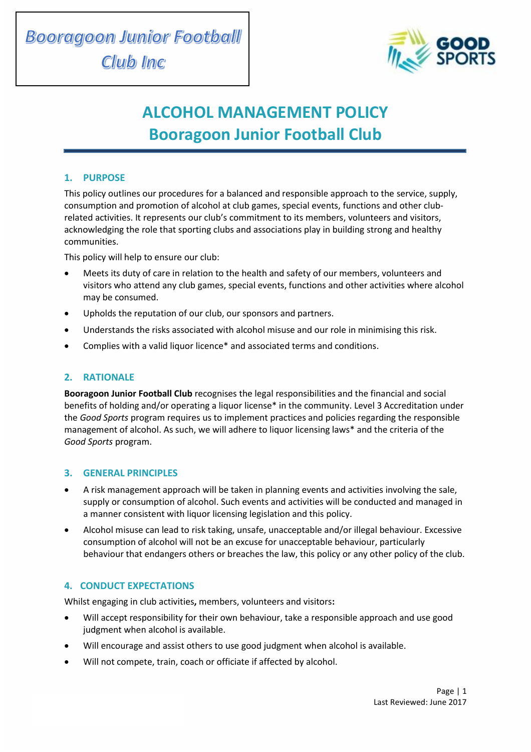Booragoon Junior Football Club Inc

# ALCOHOL MANAGEMENT POLICY
# Booragoon Junior Football Club

## 1. PURPOSE

This policy outlines our procedures for a balanced and responsible approach to the service, supply, consumption and promotion of alcohol at club games, special events, functions and other club-related activities. It represents our club's commitment to its members, volunteers and visitors, acknowledging the role that sporting clubs and associations play in building strong and healthy communities.

This policy will help to ensure our club:

- Meets its duty of care in relation to the health and safety of our members, volunteers and visitors who attend any club games, special events, functions and other activities where alcohol may be consumed.
- Upholds the reputation of our club, our sponsors and partners.
- Understands the risks associated with alcohol misuse and our role in minimising this risk.
- Complies with a valid liquor licence* and associated terms and conditions.

## 2. RATIONALE

**Booragoon Junior Football Club** recognises the legal responsibilities and the financial and social benefits of holding and/or operating a liquor license* in the community. Level 3 Accreditation under the *Good Sports* program requires us to implement practices and policies regarding the responsible management of alcohol. As such, we will adhere to liquor licensing laws* and the criteria of the *Good Sports* program.

## 3. GENERAL PRINCIPLES

- A risk management approach will be taken in planning events and activities involving the sale, supply or consumption of alcohol. Such events and activities will be conducted and managed in a manner consistent with liquor licensing legislation and this policy.
- Alcohol misuse can lead to risk taking, unsafe, unacceptable and/or illegal behaviour. Excessive consumption of alcohol will not be an excuse for unacceptable behaviour, particularly behaviour that endangers others or breaches the law, this policy or any other policy of the club.

## 4. CONDUCT EXPECTATIONS

Whilst engaging in club activities**,** members, volunteers and visitors**:**

- Will accept responsibility for their own behaviour, take a responsible approach and use good judgment when alcohol is available.
- Will encourage and assist others to use good judgment when alcohol is available.
- Will not compete, train, coach or officiate if affected by alcohol.

Last Reviewed: June 2017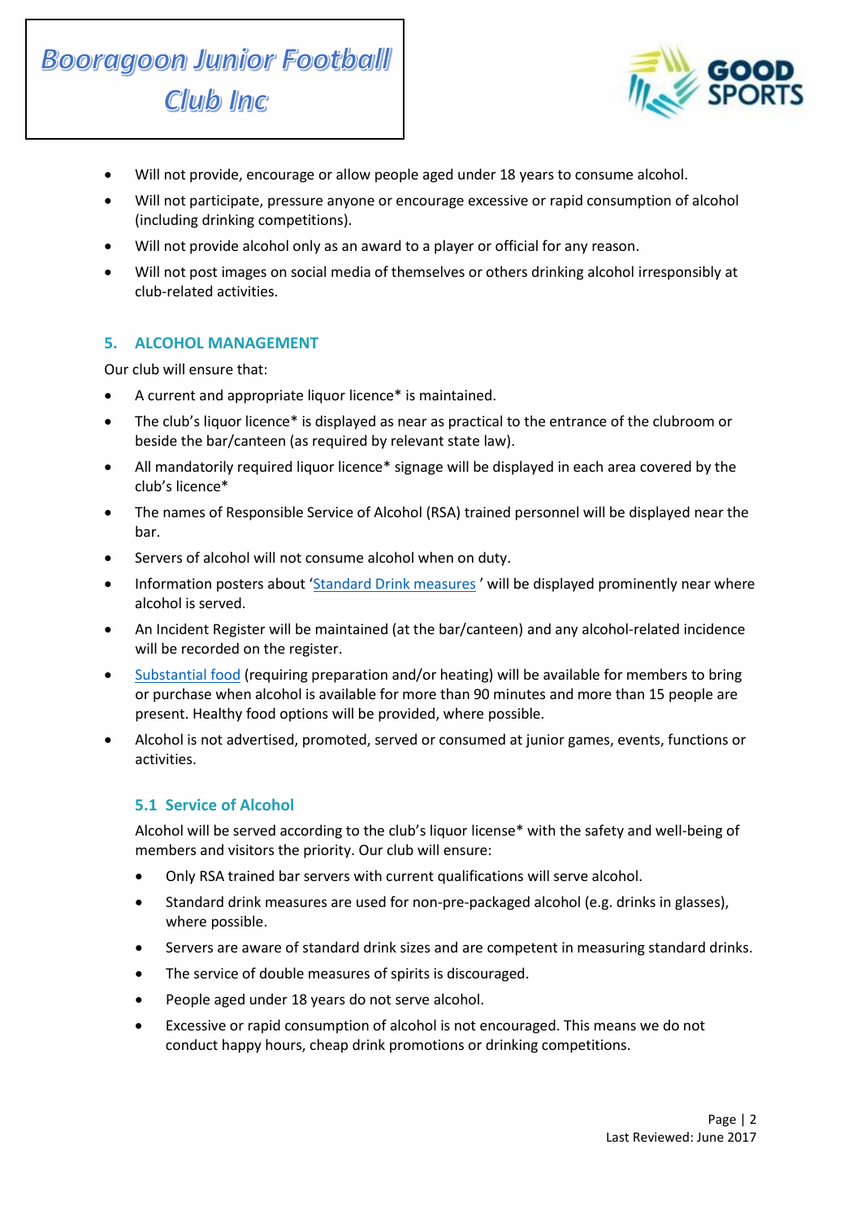- Will not provide, encourage or allow people aged under 18 years to consume alcohol.
- Will not participate, pressure anyone or encourage excessive or rapid consumption of alcohol (including drinking competitions).
- Will not provide alcohol only as an award to a player or official for any reason.
- Will not post images on social media of themselves or others drinking alcohol irresponsibly at club-related activities.

## 5. ALCOHOL MANAGEMENT

Our club will ensure that:

- A current and appropriate liquor licence* is maintained.
- The club's liquor licence* is displayed as near as practical to the entrance of the clubroom or beside the bar/canteen (as required by relevant state law).
- All mandatorily required liquor licence* signage will be displayed in each area covered by the club's licence*
- The names of Responsible Service of Alcohol (RSA) trained personnel will be displayed near the bar.
- Servers of alcohol will not consume alcohol when on duty.
- Information posters about 'Standard Drink measures' will be displayed prominently near where alcohol is served.
- An Incident Register will be maintained (at the bar/canteen) and any alcohol-related incidence will be recorded on the register.
- Substantial food (requiring preparation and/or heating) will be available for members to bring or purchase when alcohol is available for more than 90 minutes and more than 15 people are present. Healthy food options will be provided, where possible.
- Alcohol is not advertised, promoted, served or consumed at junior games, events, functions or activities.

### 5.1 Service of Alcohol

Alcohol will be served according to the club's liquor license* with the safety and well-being of members and visitors the priority. Our club will ensure:

- Only RSA trained bar servers with current qualifications will serve alcohol.
- Standard drink measures are used for non-pre-packaged alcohol (e.g. drinks in glasses), where possible.
- Servers are aware of standard drink sizes and are competent in measuring standard drinks.
- The service of double measures of spirits is discouraged.
- People aged under 18 years do not serve alcohol.
- Excessive or rapid consumption of alcohol is not encouraged. This means we do not conduct happy hours, cheap drink promotions or drinking competitions.

Last Reviewed: June 2017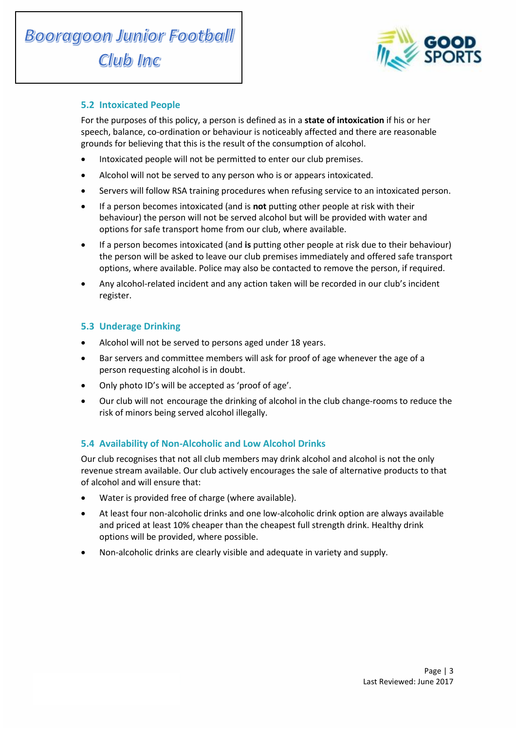### 5.2 Intoxicated People

For the purposes of this policy, a person is defined as in a **state of intoxication** if his or her speech, balance, co-ordination or behaviour is noticeably affected and there are reasonable grounds for believing that this is the result of the consumption of alcohol.

- Intoxicated people will not be permitted to enter our club premises.
- Alcohol will not be served to any person who is or appears intoxicated.
- Servers will follow RSA training procedures when refusing service to an intoxicated person.
- If a person becomes intoxicated (and is **not** putting other people at risk with their behaviour) the person will not be served alcohol but will be provided with water and options for safe transport home from our club, where available.
- If a person becomes intoxicated (and **is** putting other people at risk due to their behaviour) the person will be asked to leave our club premises immediately and offered safe transport options, where available. Police may also be contacted to remove the person, if required.
- Any alcohol-related incident and any action taken will be recorded in our club's incident register.

### 5.3 Underage Drinking

- Alcohol will not be served to persons aged under 18 years.
- Bar servers and committee members will ask for proof of age whenever the age of a person requesting alcohol is in doubt.
- Only photo ID's will be accepted as 'proof of age'.
- Our club will not encourage the drinking of alcohol in the club change-rooms to reduce the risk of minors being served alcohol illegally.

### 5.4 Availability of Non-Alcoholic and Low Alcohol Drinks

Our club recognises that not all club members may drink alcohol and alcohol is not the only revenue stream available. Our club actively encourages the sale of alternative products to that of alcohol and will ensure that:

- Water is provided free of charge (where available).
- At least four non-alcoholic drinks and one low-alcoholic drink option are always available and priced at least 10% cheaper than the cheapest full strength drink. Healthy drink options will be provided, where possible.
- Non-alcoholic drinks are clearly visible and adequate in variety and supply.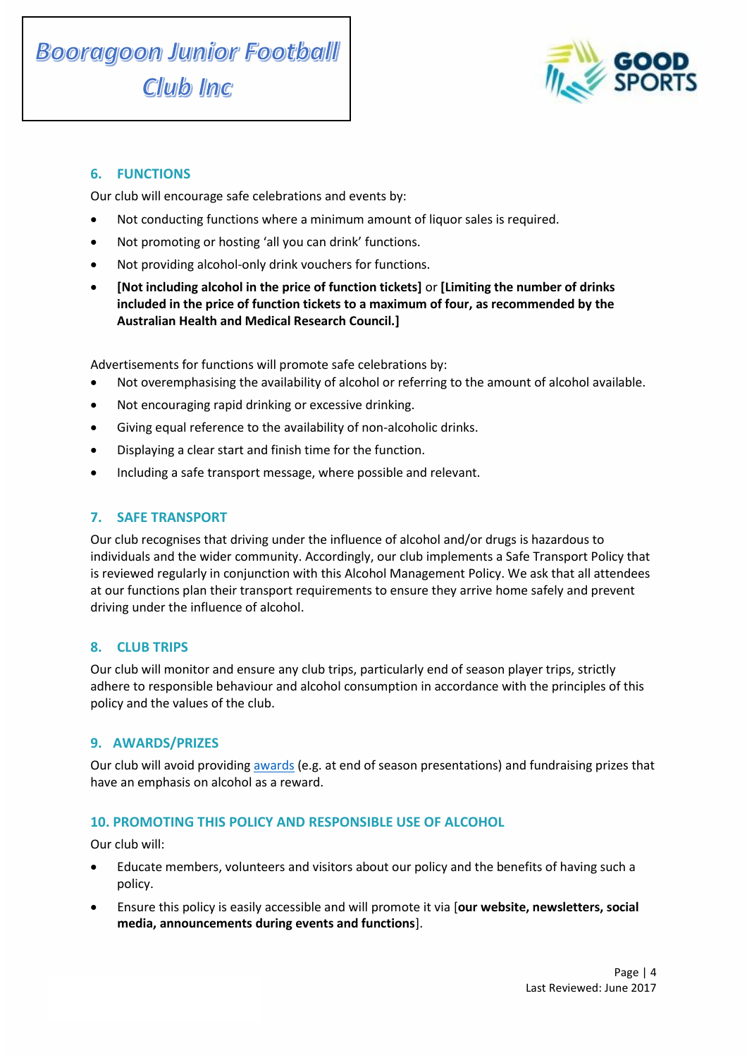## 6. FUNCTIONS

Our club will encourage safe celebrations and events by:

- Not conducting functions where a minimum amount of liquor sales is required.
- Not promoting or hosting 'all you can drink' functions.
- Not providing alcohol-only drink vouchers for functions.
- **[Not including alcohol in the price of function tickets]** or **[Limiting the number of drinks included in the price of function tickets to a maximum of four, as recommended by the Australian Health and Medical Research Council.]**

Advertisements for functions will promote safe celebrations by:

- Not overemphasising the availability of alcohol or referring to the amount of alcohol available.
- Not encouraging rapid drinking or excessive drinking.
- Giving equal reference to the availability of non-alcoholic drinks.
- Displaying a clear start and finish time for the function.
- Including a safe transport message, where possible and relevant.

## 7. SAFE TRANSPORT

Our club recognises that driving under the influence of alcohol and/or drugs is hazardous to individuals and the wider community. Accordingly, our club implements a Safe Transport Policy that is reviewed regularly in conjunction with this Alcohol Management Policy. We ask that all attendees at our functions plan their transport requirements to ensure they arrive home safely and prevent driving under the influence of alcohol.

## 8. CLUB TRIPS

Our club will monitor and ensure any club trips, particularly end of season player trips, strictly adhere to responsible behaviour and alcohol consumption in accordance with the principles of this policy and the values of the club.

## 9. AWARDS/PRIZES

Our club will avoid providing awards (e.g. at end of season presentations) and fundraising prizes that have an emphasis on alcohol as a reward.

## 10. PROMOTING THIS POLICY AND RESPONSIBLE USE OF ALCOHOL

Our club will:

- Educate members, volunteers and visitors about our policy and the benefits of having such a policy.
- Ensure this policy is easily accessible and will promote it via [**our website, newsletters, social media, announcements during events and functions**].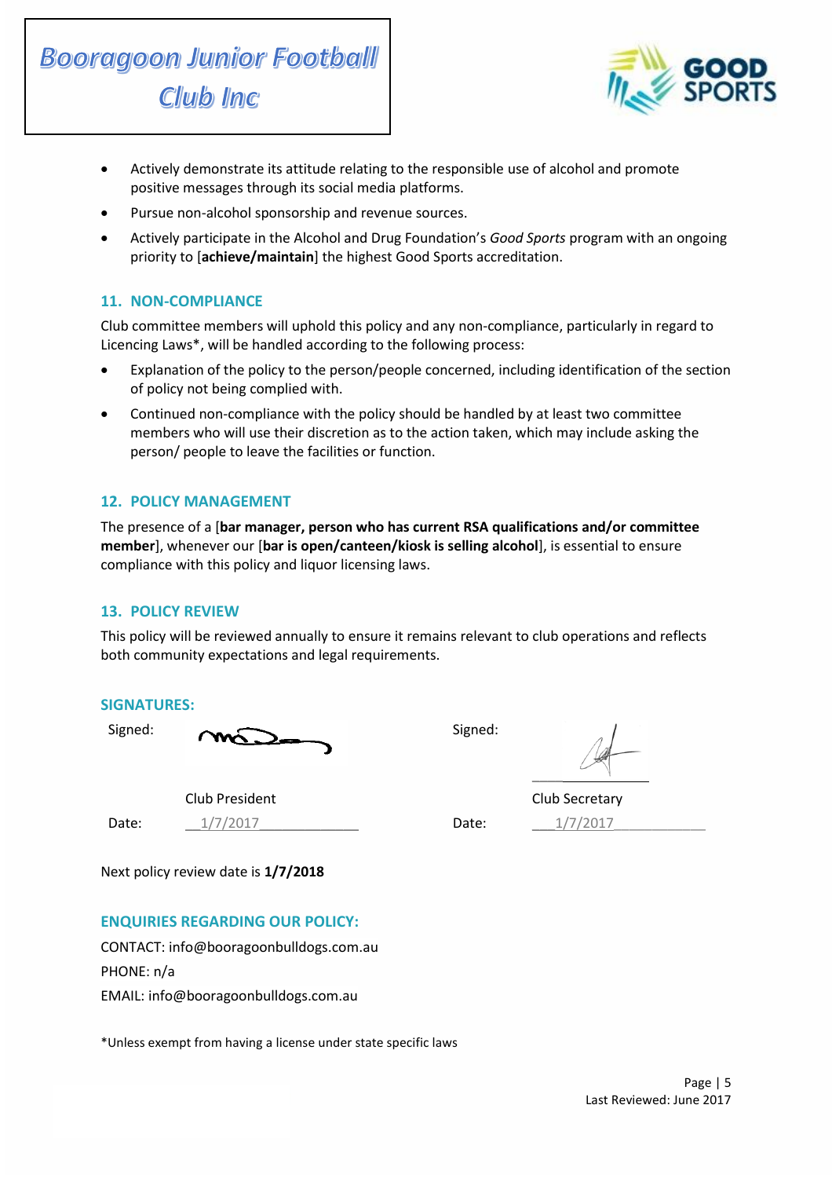- Actively demonstrate its attitude relating to the responsible use of alcohol and promote positive messages through its social media platforms.
- Pursue non-alcohol sponsorship and revenue sources.
- Actively participate in the Alcohol and Drug Foundation's *Good Sports* program with an ongoing priority to [**achieve/maintain**] the highest Good Sports accreditation.

## 11. NON-COMPLIANCE

Club committee members will uphold this policy and any non-compliance, particularly in regard to Licencing Laws*, will be handled according to the following process:

- Explanation of the policy to the person/people concerned, including identification of the section of policy not being complied with.
- Continued non-compliance with the policy should be handled by at least two committee members who will use their discretion as to the action taken, which may include asking the person/ people to leave the facilities or function.

## 12. POLICY MANAGEMENT

The presence of a [**bar manager, person who has current RSA qualifications and/or committee member**], whenever our [**bar is open/canteen/kiosk is selling alcohol**], is essential to ensure compliance with this policy and liquor licensing laws.

## 13. POLICY REVIEW

This policy will be reviewed annually to ensure it remains relevant to club operations and reflects both community expectations and legal requirements.

## SIGNATURES:

| Signed: | | Signed: | |
|---|---|---|---|
| | Club President | | Club Secretary |
| Date: | 1/7/2017 | Date: | 1/7/2017 |

Next policy review date is **1/7/2018**

## ENQUIRIES REGARDING OUR POLICY:

CONTACT: info@booragoonbulldogs.com.au

PHONE: n/a

EMAIL: info@booragoonbulldogs.com.au

*Unless exempt from having a license under state specific laws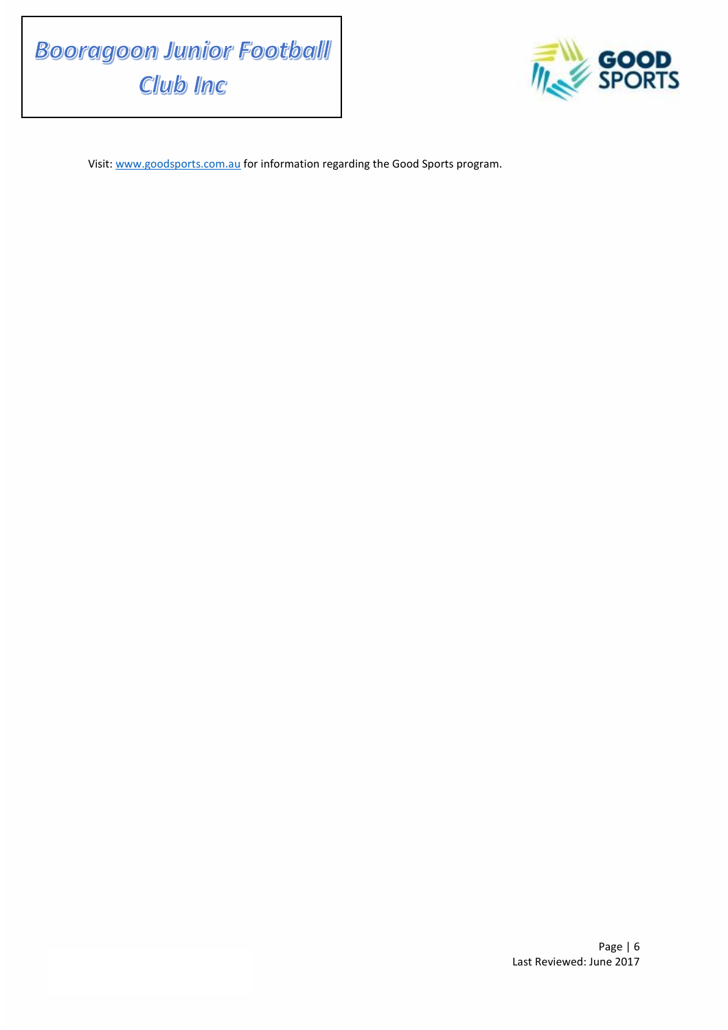Visit: www.goodsports.com.au for information regarding the Good Sports program.